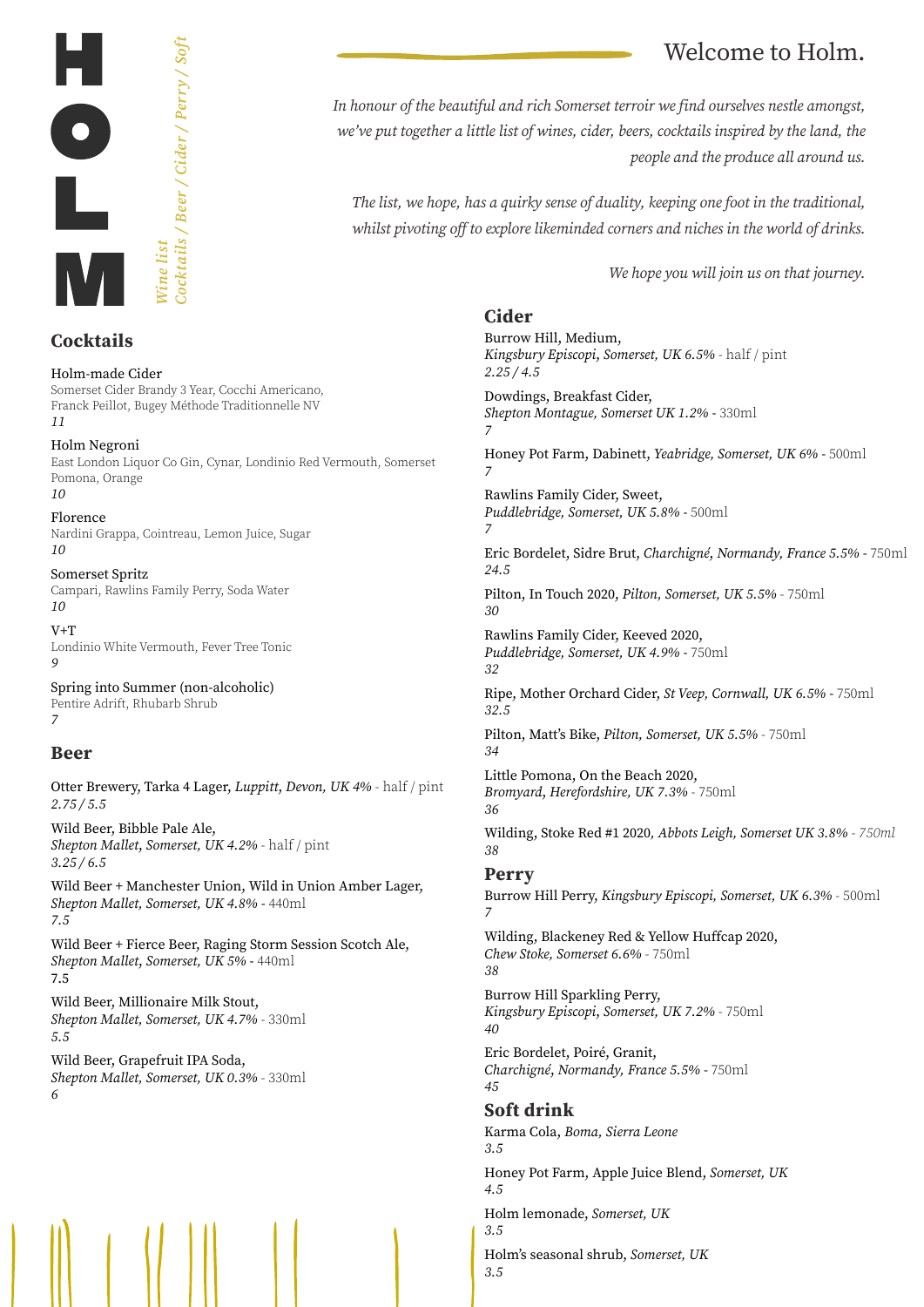# HOLM

*Wine list*
*Cocktails / Beer / Cider / Perry / Soft*

## Welcome to Holm.

*In honour of the beautiful and rich Somerset terroir we find ourselves nestle amongst, we've put together a little list of wines, cider, beers, cocktails inspired by the land, the people and the produce all around us.*

*The list, we hope, has a quirky sense of duality, keeping one foot in the traditional, whilst pivoting off to explore likeminded corners and niches in the world of drinks.*

*We hope you will join us on that journey.*

## Cocktails

Holm-made Cider
Somerset Cider Brandy 3 Year, Cocchi Americano, Franck Peillot, Bugey Méthode Traditionnelle NV
*11*

Holm Negroni
East London Liquor Co Gin, Cynar, Londinio Red Vermouth, Somerset Pomona, Orange
*10*

Florence
Nardini Grappa, Cointreau, Lemon Juice, Sugar
*10*

Somerset Spritz
Campari, Rawlins Family Perry, Soda Water
*10*

V+T
Londinio White Vermouth, Fever Tree Tonic
*9*

Spring into Summer (non-alcoholic)
Pentire Adrift, Rhubarb Shrub
*7*

## Beer

Otter Brewery, Tarka 4 Lager, *Luppitt, Devon, UK 4%* - half / pint
*2.75 / 5.5*

Wild Beer, Bibble Pale Ale,
*Shepton Mallet, Somerset, UK 4.2%* - half / pint
*3.25 / 6.5*

Wild Beer + Manchester Union, Wild in Union Amber Lager,
*Shepton Mallet, Somerset, UK 4.8%* - 440ml
*7.5*

Wild Beer + Fierce Beer, Raging Storm Session Scotch Ale,
*Shepton Mallet, Somerset, UK 5%* - 440ml
7.5

Wild Beer, Millionaire Milk Stout,
*Shepton Mallet, Somerset, UK 4.7%* - 330ml
*5.5*

Wild Beer, Grapefruit IPA Soda,
*Shepton Mallet, Somerset, UK 0.3%* - 330ml
*6*

## Cider

Burrow Hill, Medium,
*Kingsbury Episcopi, Somerset, UK 6.5%* - half / pint
*2.25 / 4.5*

Dowdings, Breakfast Cider,
*Shepton Montague, Somerset UK 1.2%* - 330ml
*7*

Honey Pot Farm, Dabinett, *Yeabridge, Somerset, UK 6%* - 500ml
*7*

Rawlins Family Cider, Sweet,
*Puddlebridge, Somerset, UK 5.8%* - 500ml
*7*

Eric Bordelet, Sidre Brut, *Charchigné, Normandy, France 5.5%* - 750ml
*24.5*

Pilton, In Touch 2020, *Pilton, Somerset, UK 5.5%* - 750ml
*30*

Rawlins Family Cider, Keeved 2020,
*Puddlebridge, Somerset, UK 4.9%* - 750ml
*32*

Ripe, Mother Orchard Cider, *St Veep, Cornwall, UK 6.5%* - 750ml
*32.5*

Pilton, Matt's Bike, *Pilton, Somerset, UK 5.5%* - 750ml
*34*

Little Pomona, On the Beach 2020,
*Bromyard, Herefordshire, UK 7.3%* - 750ml
*36*

Wilding, Stoke Red #1 2020, *Abbots Leigh, Somerset UK 3.8% - 750ml*
*38*

## Perry

Burrow Hill Perry, *Kingsbury Episcopi, Somerset, UK 6.3%* - 500ml
*7*

Wilding, Blackeney Red & Yellow Huffcap 2020,
*Chew Stoke, Somerset 6.6%* - 750ml
*38*

Burrow Hill Sparkling Perry,
*Kingsbury Episcopi, Somerset, UK 7.2%* - 750ml
*40*

Eric Bordelet, Poiré, Granit,
*Charchigné, Normandy, France 5.5%* - 750ml
*45*

## Soft drink

Karma Cola, *Boma, Sierra Leone*
*3.5*

Honey Pot Farm, Apple Juice Blend, *Somerset, UK*
*4.5*

Holm lemonade, *Somerset, UK*
*3.5*

Holm's seasonal shrub, *Somerset, UK*
*3.5*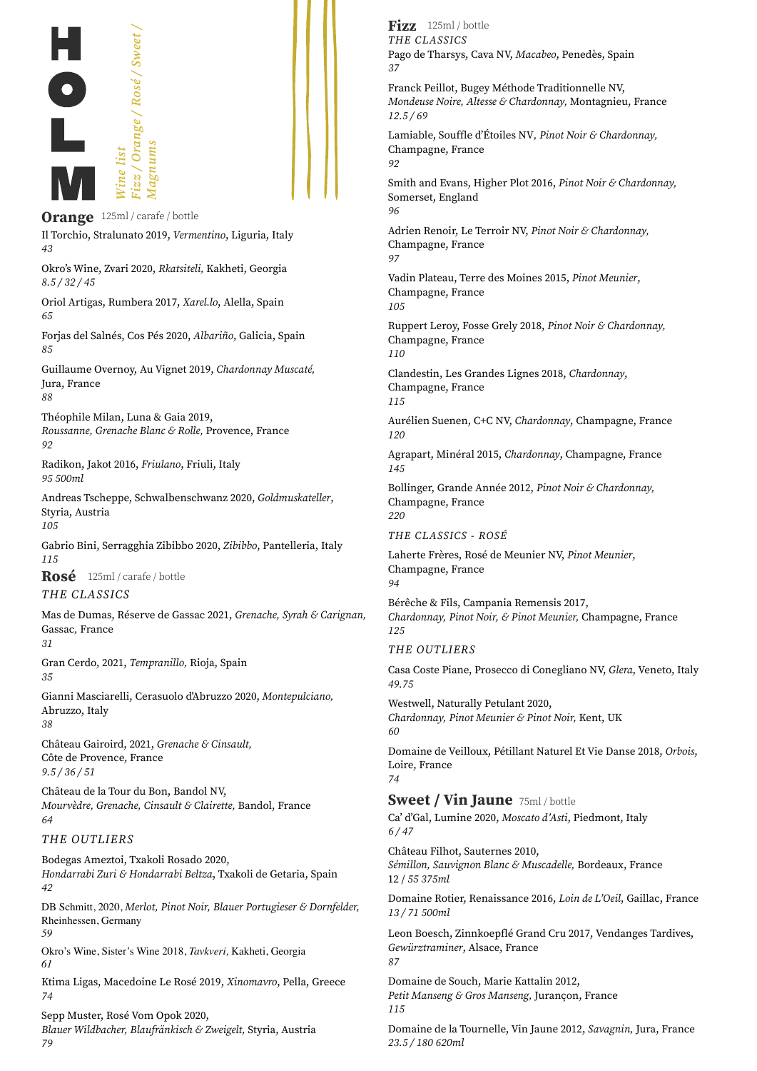# HOLM

*Wine list*
*Fizz / Orange / Rosé / Sweet / Magnums*

## Orange

125ml / carafe / bottle

Il Torchio, Stralunato 2019, *Vermentino*, Liguria, Italy
*43*

Okro's Wine, Zvari 2020, *Rkatsiteli,* Kakheti, Georgia
*8.5 / 32 / 45*

Oriol Artigas, Rumbera 2017, *Xarel.lo*, Alella, Spain
*65*

Forjas del Salnés, Cos Pés 2020, *Albariño*, Galicia, Spain
*85*

Guillaume Overnoy, Au Vignet 2019, *Chardonnay Muscaté,* Jura, France
*88*

Théophile Milan, Luna & Gaia 2019, *Roussanne, Grenache Blanc & Rolle,* Provence, France
*92*

Radikon, Jakot 2016, *Friulano,* Friuli, Italy
*95 500ml*

Andreas Tscheppe, Schwalbenschwanz 2020, *Goldmuskateller,* Styria, Austria
*105*

Gabrio Bini, Serragghia Zibibbo 2020, *Zibibbo*, Pantelleria, Italy
*115*

## Rosé

125ml / carafe / bottle

### *THE CLASSICS*

Mas de Dumas, Réserve de Gassac 2021, *Grenache, Syrah & Carignan,* Gassac, France
*31*

Gran Cerdo, 2021, *Tempranillo,* Rioja, Spain
*35*

Gianni Masciarelli, Cerasuolo d'Abruzzo 2020, *Montepulciano,* Abruzzo, Italy
*38*

Château Gairoird, 2021, *Grenache & Cinsault,* Côte de Provence, France
*9.5 / 36 / 51*

Château de la Tour du Bon, Bandol NV, *Mourvèdre, Grenache, Cinsault & Clairette,* Bandol, France
*64*

### *THE OUTLIERS*

Bodegas Ameztoi, Txakoli Rosado 2020, *Hondarrabi Zuri & Hondarrabi Beltza*, Txakoli de Getaria, Spain
*42*

DB Schmitt, 2020, *Merlot, Pinot Noir, Blauer Portugieser & Dornfelder,* Rheinhessen, Germany
*59*

Okro's Wine, Sister's Wine 2018, *Tavkveri,* Kakheti, Georgia
*61*

Ktima Ligas, Macedoine Le Rosé 2019, *Xinomavro,* Pella, Greece
*74*

Sepp Muster, Rosé Vom Opok 2020, *Blauer Wildbacher, Blaufränkisch & Zweigelt,* Styria, Austria
*79*

## Fizz

125ml / bottle

### *THE CLASSICS*

Pago de Tharsys, Cava NV, *Macabeo*, Penedès, Spain
*37*

Franck Peillot, Bugey Méthode Traditionnelle NV, *Mondeuse Noire, Altesse & Chardonnay,* Montagnieu, France
*12.5 / 69*

Lamiable, Souffle d'Étoiles NV, *Pinot Noir & Chardonnay,* Champagne, France
*92*

Smith and Evans, Higher Plot 2016, *Pinot Noir & Chardonnay,* Somerset, England
*96*

Adrien Renoir, Le Terroir NV, *Pinot Noir & Chardonnay,* Champagne, France
*97*

Vadin Plateau, Terre des Moines 2015, *Pinot Meunier*, Champagne, France
*105*

Ruppert Leroy, Fosse Grely 2018, *Pinot Noir & Chardonnay,* Champagne, France
*110*

Clandestin, Les Grandes Lignes 2018, *Chardonnay*, Champagne, France
*115*

Aurélien Suenen, C+C NV, *Chardonnay*, Champagne, France
*120*

Agrapart, Minéral 2015, *Chardonnay*, Champagne, France
*145*

Bollinger, Grande Année 2012, *Pinot Noir & Chardonnay,* Champagne, France
*220*

### *THE CLASSICS - ROSÉ*

Laherte Frères, Rosé de Meunier NV, *Pinot Meunier*, Champagne, France
*94*

Bérêche & Fils, Campania Remensis 2017, *Chardonnay, Pinot Noir, & Pinot Meunier,* Champagne, France
*125*

### *THE OUTLIERS*

Casa Coste Piane, Prosecco di Conegliano NV, *Glera*, Veneto, Italy
*49.75*

Westwell, Naturally Petulant 2020, *Chardonnay, Pinot Meunier & Pinot Noir,* Kent, UK
*60*

Domaine de Veilloux, Pétillant Naturel Et Vie Danse 2018, *Orbois*, Loire, France
*74*

## Sweet / Vin Jaune

75ml / bottle

Ca' d'Gal, Lumine 2020, *Moscato d'Asti*, Piedmont, Italy
*6 / 47*

Château Filhot, Sauternes 2010, *Sémillon, Sauvignon Blanc & Muscadelle,* Bordeaux, France
12 / *55 375ml*

Domaine Rotier, Renaissance 2016, *Loin de L'Oeil*, Gaillac, France
*13 / 71 500ml*

Leon Boesch, Zinnkoepflé Grand Cru 2017, Vendanges Tardives, *Gewürztraminer*, Alsace, France
*87*

Domaine de Souch, Marie Kattalin 2012, *Petit Manseng & Gros Manseng,* Jurançon, France
*115*

Domaine de la Tournelle, Vin Jaune 2012, *Savagnin,* Jura, France
*23.5 / 180 620ml*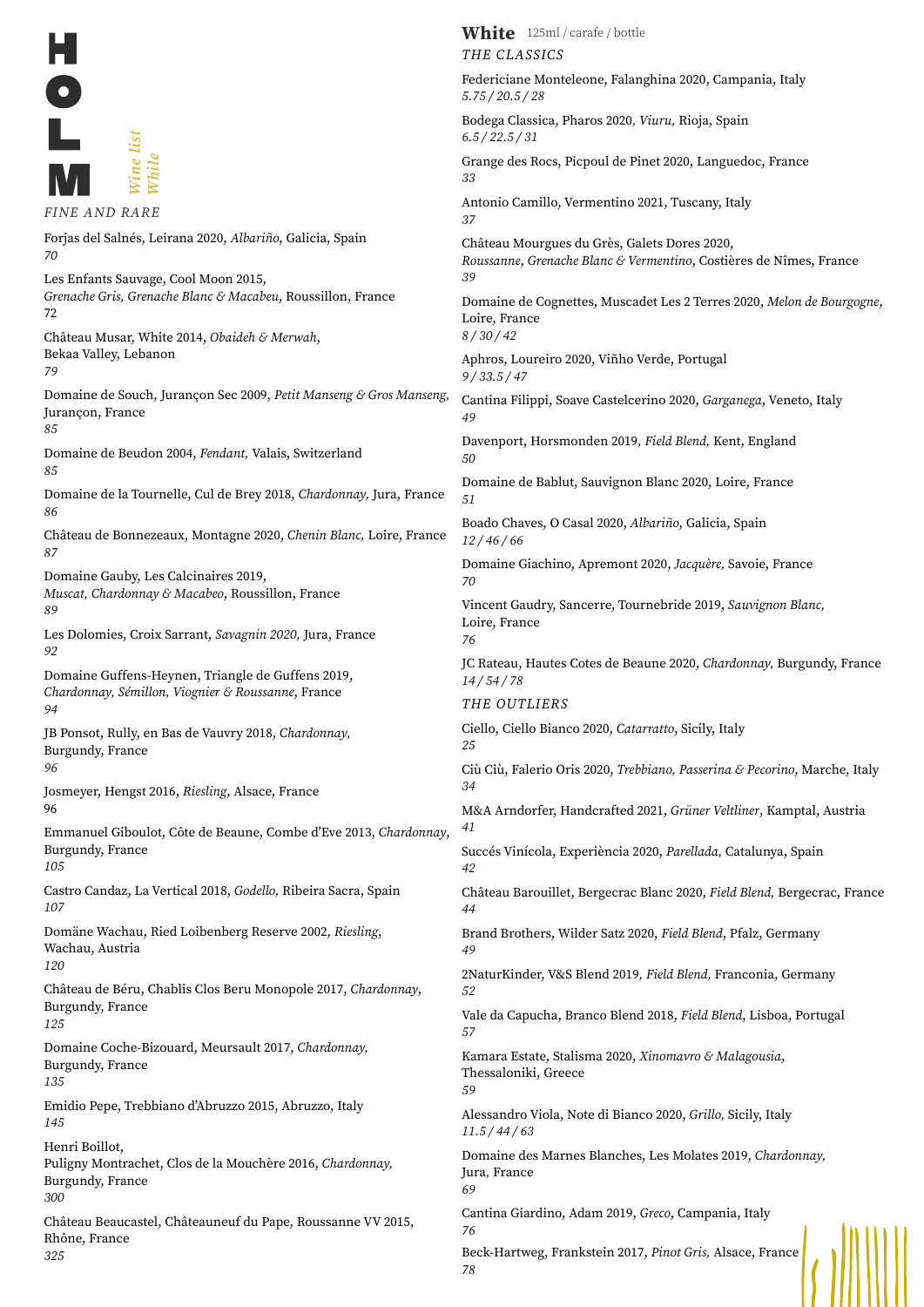# HOLM

*Wine list While*

*FINE AND RARE*

Forjas del Salnés, Leirana 2020, *Albariño,* Galicia, Spain
*70*

Les Enfants Sauvage, Cool Moon 2015,
*Grenache Gris, Grenache Blanc & Macabeu*, Roussillon, France
72

Château Musar, White 2014, *Obaideh & Merwah*,
Bekaa Valley, Lebanon
*79*

Domaine de Souch, Jurançon Sec 2009, *Petit Manseng & Gros Manseng*,
Jurançon, France
*85*

Domaine de Beudon 2004, *Fendant,* Valais, Switzerland
*85*

Domaine de la Tournelle, Cul de Brey 2018, *Chardonnay,* Jura, France
*86*

Château de Bonnezeaux, Montagne 2020, *Chenin Blanc,* Loire, France
*87*

Domaine Gauby, Les Calcinaires 2019,
*Muscat, Chardonnay & Macabeo*, Roussillon, France
*89*

Les Dolomies, Croix Sarrant, *Savagnin 2020,* Jura, France
*92*

Domaine Guffens-Heynen, Triangle de Guffens 2019,
*Chardonnay, Sémillon, Viognier & Roussanne*, France
*94*

JB Ponsot, Rully, en Bas de Vauvry 2018, *Chardonnay,*
Burgundy, France
*96*

Josmeyer, Hengst 2016, *Riesling*, Alsace, France
96

Emmanuel Giboulot, Côte de Beaune, Combe d'Eve 2013, *Chardonnay*,
Burgundy, France
*105*

Castro Candaz, La Vertical 2018, *Godello,* Ribeira Sacra, Spain
*107*

Domäne Wachau, Ried Loibenberg Reserve 2002, *Riesling*,
Wachau, Austria
*120*

Château de Béru, Chablis Clos Beru Monopole 2017, *Chardonnay*,
Burgundy, France
*125*

Domaine Coche-Bizouard, Meursault 2017, *Chardonnay,*
Burgundy, France
*135*

Emidio Pepe, Trebbiano d'Abruzzo 2015, Abruzzo, Italy
*145*

Henri Boillot,
Puligny Montrachet, Clos de la Mouchère 2016, *Chardonnay,*
Burgundy, France
*300*

Château Beaucastel, Châteauneuf du Pape, Roussanne VV 2015,
Rhône, France
*325*

## White 125ml / carafe / bottle

*THE CLASSICS*

Federiciane Monteleone, Falanghina 2020, Campania, Italy
*5.75 / 20.5 / 28*

Bodega Classica, Pharos 2020, *Viuru,* Rioja, Spain
*6.5 / 22.5 / 31*

Grange des Rocs, Picpoul de Pinet 2020, Languedoc, France
*33*

Antonio Camillo, Vermentino 2021, Tuscany, Italy
*37*

Château Mourgues du Grès, Galets Dores 2020,
*Roussanne, Grenache Blanc & Vermentino*, Costières de Nîmes, France
*39*

Domaine de Cognettes, Muscadet Les 2 Terres 2020, *Melon de Bourgogne*,
Loire, France
*8 / 30 / 42*

Aphros, Loureiro 2020, Viñho Verde, Portugal
*9 / 33.5 / 47*

Cantina Filippi, Soave Castelcerino 2020, *Garganega*, Veneto, Italy
*49*

Davenport, Horsmonden 2019*, Field Blend,* Kent, England
*50*

Domaine de Bablut, Sauvignon Blanc 2020, Loire, France
*51*

Boado Chaves, O Casal 2020, *Albariño*, Galicia, Spain
*12 / 46 / 66*

Domaine Giachino, Apremont 2020, *Jacquère,* Savoie, France
*70*

Vincent Gaudry, Sancerre, Tournebride 2019, *Sauvignon Blanc,*
Loire, France
*76*

JC Rateau, Hautes Cotes de Beaune 2020, *Chardonnay,* Burgundy, France
*14 / 54 / 78*

*THE OUTLIERS*

Ciello, Ciello Bianco 2020, *Catarratto*, Sicily, Italy
*25*

Ciù Ciù, Falerio Oris 2020, *Trebbiano, Passerina & Pecorino*, Marche, Italy
*34*

M&A Arndorfer, Handcrafted 2021, *Grüner Veltliner*, Kamptal, Austria
*41*

Succés Vinícola, Experiència 2020, *Parellada,* Catalunya, Spain
*42*

Château Barouillet, Bergecrac Blanc 2020, *Field Blend,* Bergecrac, France
*44*

Brand Brothers, Wilder Satz 2020, *Field Blend*, Pfalz, Germany
*49*

2NaturKinder, V&S Blend 2019*, Field Blend,* Franconia, Germany
*52*

Vale da Capucha, Branco Blend 2018, *Field Blend*, Lisboa, Portugal
*57*

Kamara Estate, Stalisma 2020, *Xinomavro & Malagousia*,
Thessaloniki, Greece
*59*

Alessandro Viola, Note di Bianco 2020, *Grillo,* Sicily, Italy
*11.5 / 44 / 63*

Domaine des Marnes Blanches, Les Molates 2019, *Chardonnay,*
Jura, France
*69*

Cantina Giardino, Adam 2019, *Greco*, Campania, Italy
*76*

Beck-Hartweg, Frankstein 2017, *Pinot Gris,* Alsace, France
*78*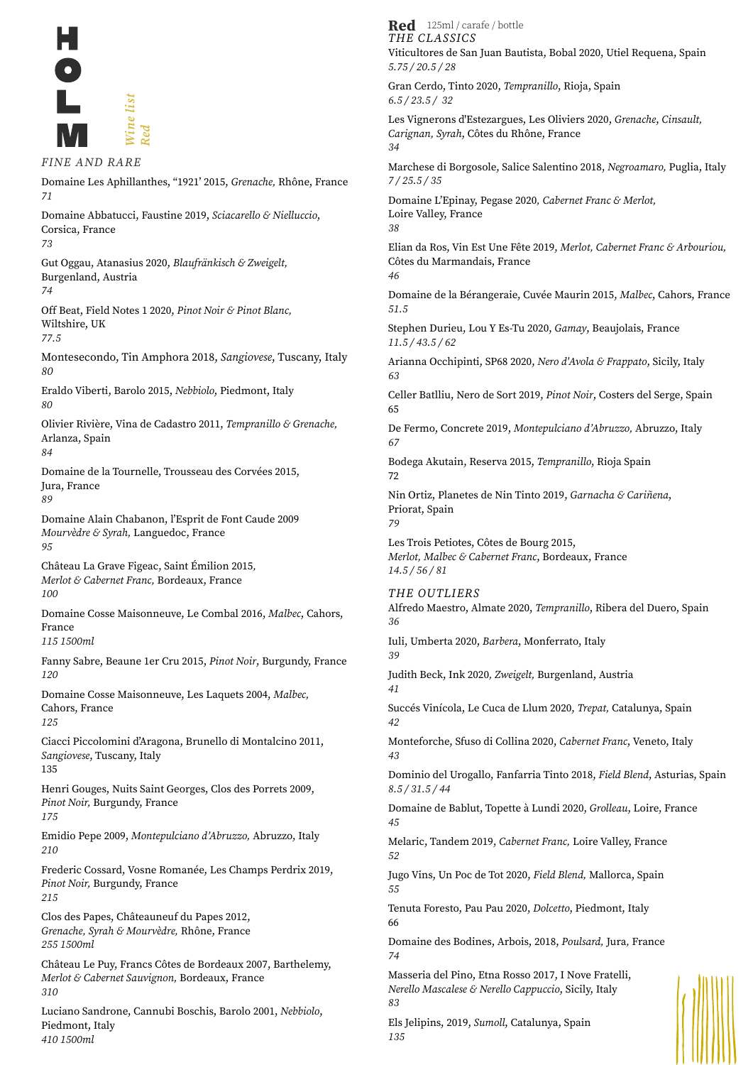# HOLM

*Wine list*
*Red*

## FINE AND RARE

Domaine Les Aphillanthes, “1921’ 2015, *Grenache,* Rhône, France
*71*

Domaine Abbatucci, Faustine 2019, *Sciacarello & Nielluccio*, Corsica, France
*73*

Gut Oggau, Atanasius 2020, *Blaufränkisch & Zweigelt,* Burgenland, Austria
*74*

Off Beat, Field Notes 1 2020, *Pinot Noir & Pinot Blanc,* Wiltshire, UK
*77.5*

Montesecondo, Tin Amphora 2018, *Sangiovese,* Tuscany, Italy
*80*

Eraldo Viberti, Barolo 2015, *Nebbiolo*, Piedmont, Italy
*80*

Olivier Rivière, Vina de Cadastro 2011, *Tempranillo & Grenache,* Arlanza, Spain
*84*

Domaine de la Tournelle, Trousseau des Corvées 2015, Jura, France
*89*

Domaine Alain Chabanon, l’Esprit de Font Caude 2009 *Mourvèdre & Syrah,* Languedoc, France
*95*

Château La Grave Figeac, Saint Émilion 2015, *Merlot & Cabernet Franc,* Bordeaux, France
*100*

Domaine Cosse Maisonneuve, Le Combal 2016, *Malbec*, Cahors, France
*115 1500ml*

Fanny Sabre, Beaune 1er Cru 2015, *Pinot Noir*, Burgundy, France
*120*

Domaine Cosse Maisonneuve, Les Laquets 2004, *Malbec,* Cahors, France
*125*

Ciacci Piccolomini d’Aragona, Brunello di Montalcino 2011, *Sangiovese,* Tuscany, Italy
135

Henri Gouges, Nuits Saint Georges, Clos des Porrets 2009, *Pinot Noir,* Burgundy, France
*175*

Emidio Pepe 2009, *Montepulciano d’Abruzzo,* Abruzzo, Italy
*210*

Frederic Cossard, Vosne Romanée, Les Champs Perdrix 2019, *Pinot Noir,* Burgundy, France
*215*

Clos des Papes, Châteauneuf du Papes 2012, *Grenache, Syrah & Mourvèdre,* Rhône, France
*255 1500ml*

Château Le Puy, Francs Côtes de Bordeaux 2007, Barthelemy, *Merlot & Cabernet Sauvignon,* Bordeaux, France
*310*

Luciano Sandrone, Cannubi Boschis, Barolo 2001, *Nebbiolo,* Piedmont, Italy
*410 1500ml*

## Red
125ml / carafe / bottle

### THE CLASSICS

Viticultores de San Juan Bautista, Bobal 2020, Utiel Requena, Spain
*5.75 / 20.5 / 28*

Gran Cerdo, Tinto 2020, *Tempranillo*, Rioja, Spain
*6.5 / 23.5 / 32*

Les Vignerons d'Estezargues, Les Oliviers 2020, *Grenache, Cinsault, Carignan, Syrah*, Côtes du Rhône, France
*34*

Marchese di Borgosole, Salice Salentino 2018, *Negroamaro,* Puglia, Italy
*7 / 25.5 / 35*

Domaine L’Epinay, Pegase 2020, *Cabernet Franc & Merlot,* Loire Valley, France
*38*

Elian da Ros, Vin Est Une Fête 2019, *Merlot, Cabernet Franc & Arbouriou,* Côtes du Marmandais, France
*46*

Domaine de la Bérangeraie, Cuvée Maurin 2015, *Malbec*, Cahors, France
*51.5*

Stephen Durieu, Lou Y Es-Tu 2020, *Gamay*, Beaujolais, France
*11.5 / 43.5 / 62*

Arianna Occhipinti, SP68 2020, *Nero d'Avola & Frappato*, Sicily, Italy
*63*

Celler Batlliu, Nero de Sort 2019, *Pinot Noir*, Costers del Serge, Spain
65

De Fermo, Concrete 2019, *Montepulciano d’Abruzzo,* Abruzzo, Italy
*67*

Bodega Akutain, Reserva 2015, *Tempranillo*, Rioja Spain
72

Nin Ortiz, Planetes de Nin Tinto 2019, *Garnacha & Cariñena*, Priorat, Spain
*79*

Les Trois Petiotes, Côtes de Bourg 2015, *Merlot, Malbec & Cabernet Franc*, Bordeaux, France
*14.5 / 56 / 81*

### THE OUTLIERS

Alfredo Maestro, Almate 2020, *Tempranillo*, Ribera del Duero, Spain
*36*

Iuli, Umberta 2020, *Barbera*, Monferrato, Italy
*39*

Judith Beck, Ink 2020, *Zweigelt,* Burgenland, Austria
*41*

Succés Vinícola, Le Cuca de Llum 2020, *Trepat,* Catalunya, Spain
*42*

Monteforche, Sfuso di Collina 2020, *Cabernet Franc*, Veneto, Italy
*43*

Dominio del Urogallo, Fanfarria Tinto 2018, *Field Blend*, Asturias, Spain
*8.5 / 31.5 / 44*

Domaine de Bablut, Topette à Lundi 2020, *Grolleau*, Loire, France
*45*

Melaric, Tandem 2019, *Cabernet Franc,* Loire Valley, France
*52*

Jugo Vins, Un Poc de Tot 2020, *Field Blend,* Mallorca, Spain
*55*

Tenuta Foresto, Pau Pau 2020, *Dolcetto*, Piedmont, Italy
66

Domaine des Bodines, Arbois, 2018, *Poulsard,* Jura, France
*74*

Masseria del Pino, Etna Rosso 2017, I Nove Fratelli, *Nerello Mascalese & Nerello Cappuccio*, Sicily, Italy
*83*

Els Jelipins, 2019, *Sumoll,* Catalunya, Spain
*135*